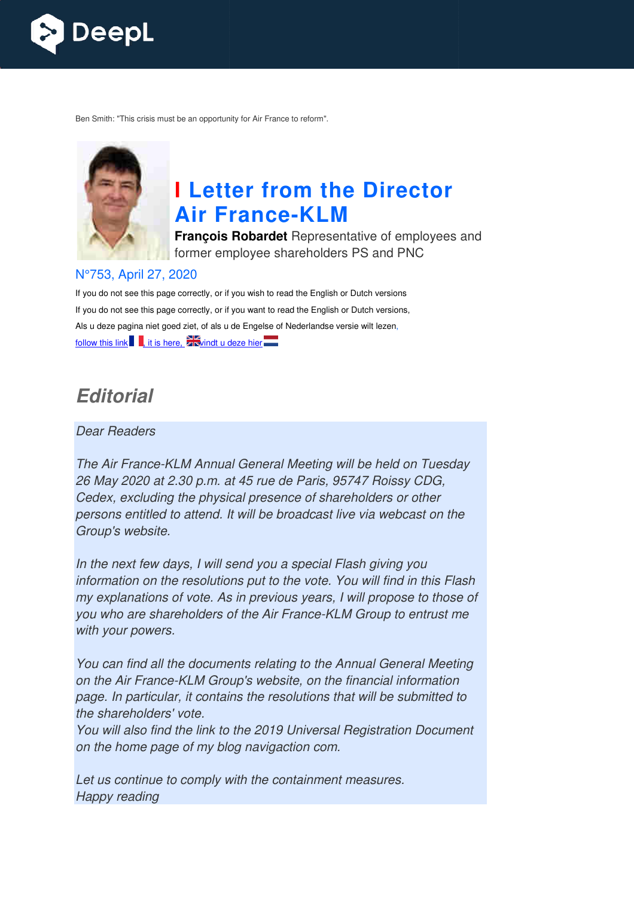Ben Smith: "This crisis must be an opportunity for Air France to reform".

# I Letter from the Director Air France-KLM

**François Robardet** Representative of employees and former employee shareholders PS and PNC

N°753, April 27, 2020

If you do not see this page correctly, or if you wish to read the English or Dutch versions

If you do not see this page correctly, or if you want to read the English or Dutch versions,

Als u deze pagina niet goed ziet, of als u de Engelse of Nederlandse versie wilt lezen,

follow this link, it is here, vindt u deze hier

## *Editorial*

*Dear Readers*

*The Air France-KLM Annual General Meeting will be held on Tuesday 26 May 2020 at 2.30 p.m. at 45 rue de Paris, 95747 Roissy CDG, Cedex, excluding the physical presence of shareholders or other persons entitled to attend. It will be broadcast live via webcast on the Group's website.*

*In the next few days, I will send you a special Flash giving you information on the resolutions put to the vote. You will find in this Flash my explanations of vote. As in previous years, I will propose to those of you who are shareholders of the Air France-KLM Group to entrust me with your powers.*

*You can find all the documents relating to the Annual General Meeting on the Air France-KLM Group's website, on the financial information page. In particular, it contains the resolutions that will be submitted to the shareholders' vote.*
*You will also find the link to the 2019 Universal Registration Document on the home page of my blog navigaction com.*

*Let us continue to comply with the containment measures.*
*Happy reading*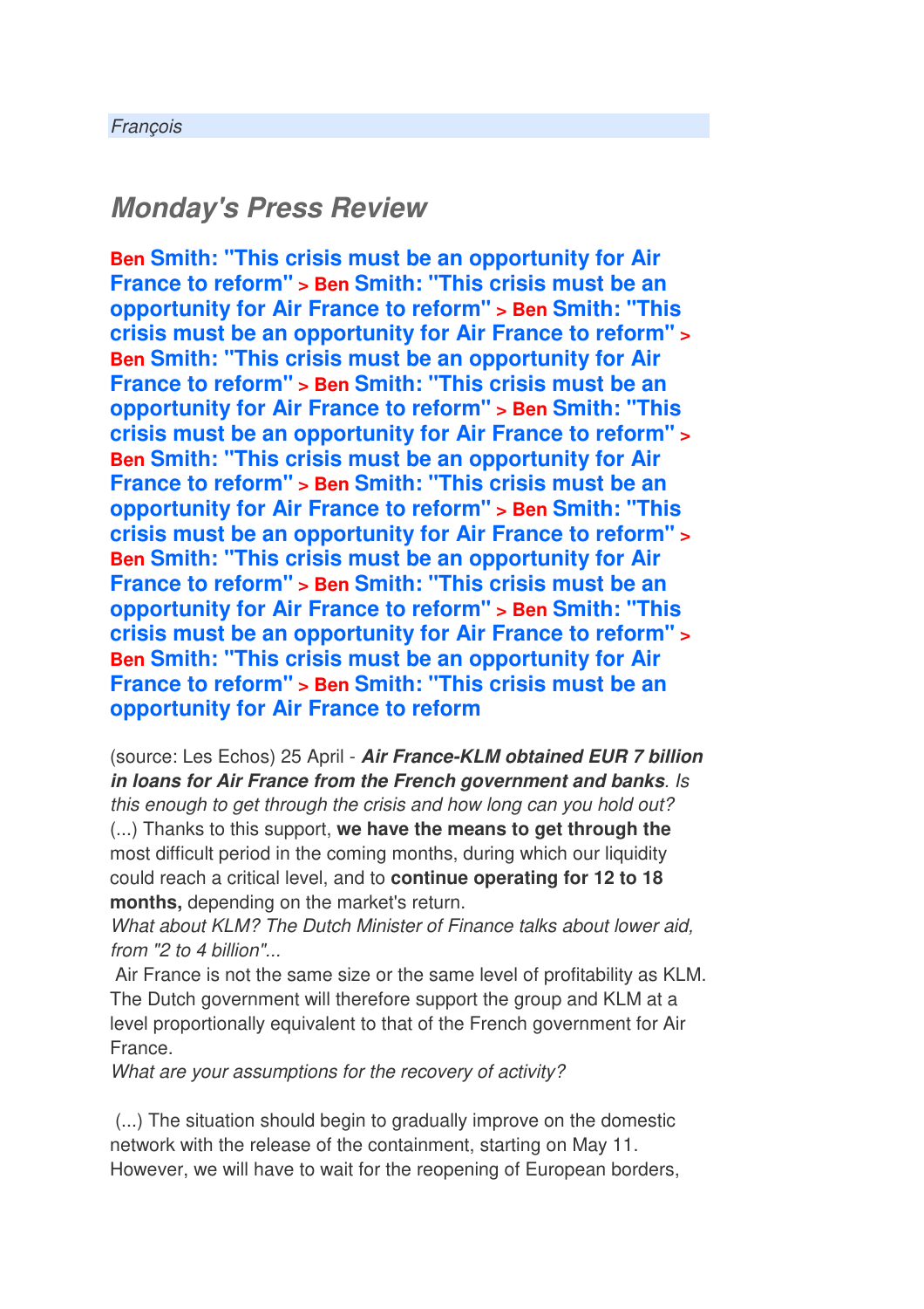*François*

## *Monday's Press Review*

**Ben Smith: "This crisis must be an opportunity for Air France to reform" > Ben Smith: "This crisis must be an opportunity for Air France to reform" > Ben Smith: "This crisis must be an opportunity for Air France to reform" > Ben Smith: "This crisis must be an opportunity for Air France to reform" > Ben Smith: "This crisis must be an opportunity for Air France to reform" > Ben Smith: "This crisis must be an opportunity for Air France to reform" > Ben Smith: "This crisis must be an opportunity for Air France to reform" > Ben Smith: "This crisis must be an opportunity for Air France to reform" > Ben Smith: "This crisis must be an opportunity for Air France to reform" > Ben Smith: "This crisis must be an opportunity for Air France to reform" > Ben Smith: "This crisis must be an opportunity for Air France to reform" > Ben Smith: "This crisis must be an opportunity for Air France to reform" > Ben Smith: "This crisis must be an opportunity for Air France to reform" > Ben Smith: "This crisis must be an opportunity for Air France to reform**

(source: Les Echos) 25 April - ***Air France-KLM obtained EUR 7 billion in loans for Air France from the French government and banks****. Is this enough to get through the crisis and how long can you hold out?*
(...) Thanks to this support, **we have the means to get through the** most difficult period in the coming months, during which our liquidity could reach a critical level, and to **continue operating for 12 to 18 months,** depending on the market's return.
*What about KLM? The Dutch Minister of Finance talks about lower aid, from "2 to 4 billion"...*
Air France is not the same size or the same level of profitability as KLM. The Dutch government will therefore support the group and KLM at a level proportionally equivalent to that of the French government for Air France.
*What are your assumptions for the recovery of activity?*

(...) The situation should begin to gradually improve on the domestic network with the release of the containment, starting on May 11. However, we will have to wait for the reopening of European borders,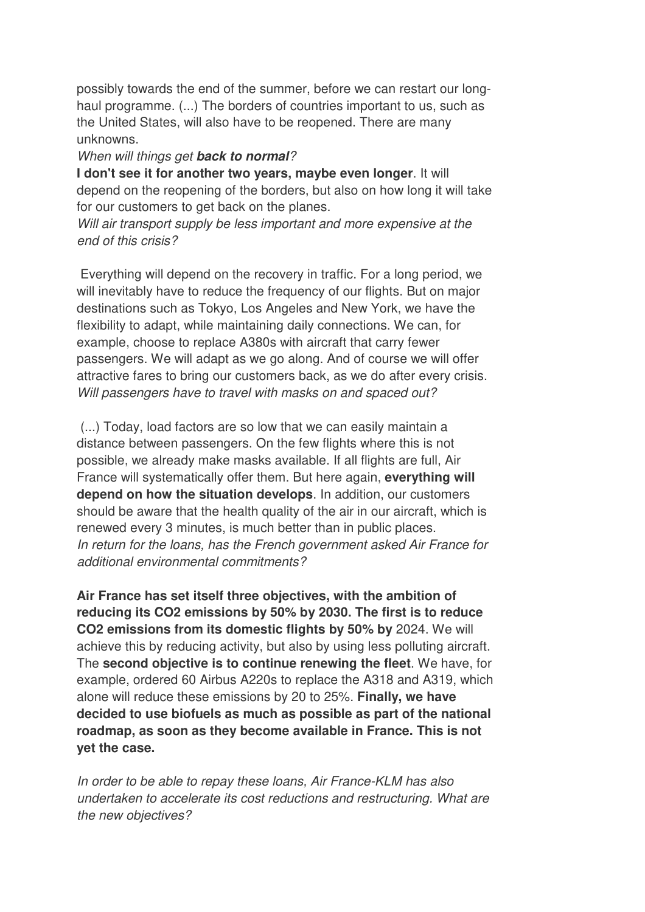possibly towards the end of the summer, before we can restart our long-haul programme. (...) The borders of countries important to us, such as the United States, will also have to be reopened. There are many unknowns.

*When will things get **back to normal**?*

**I don't see it for another two years, maybe even longer**. It will depend on the reopening of the borders, but also on how long it will take for our customers to get back on the planes.

*Will air transport supply be less important and more expensive at the end of this crisis?*

Everything will depend on the recovery in traffic. For a long period, we will inevitably have to reduce the frequency of our flights. But on major destinations such as Tokyo, Los Angeles and New York, we have the flexibility to adapt, while maintaining daily connections. We can, for example, choose to replace A380s with aircraft that carry fewer passengers. We will adapt as we go along. And of course we will offer attractive fares to bring our customers back, as we do after every crisis.

*Will passengers have to travel with masks on and spaced out?*

(...) Today, load factors are so low that we can easily maintain a distance between passengers. On the few flights where this is not possible, we already make masks available. If all flights are full, Air France will systematically offer them. But here again, **everything will depend on how the situation develops**. In addition, our customers should be aware that the health quality of the air in our aircraft, which is renewed every 3 minutes, is much better than in public places.

*In return for the loans, has the French government asked Air France for additional environmental commitments?*

**Air France has set itself three objectives, with the ambition of reducing its $CO_2$ emissions by 50% by 2030. The first is to reduce $CO_2$ emissions from its domestic flights by 50% by** 2024. We will achieve this by reducing activity, but also by using less polluting aircraft. The **second objective is to continue renewing the fleet**. We have, for example, ordered 60 Airbus A220s to replace the A318 and A319, which alone will reduce these emissions by 20 to 25%. **Finally, we have decided to use biofuels as much as possible as part of the national roadmap, as soon as they become available in France. This is not yet the case.**

*In order to be able to repay these loans, Air France-KLM has also undertaken to accelerate its cost reductions and restructuring. What are the new objectives?*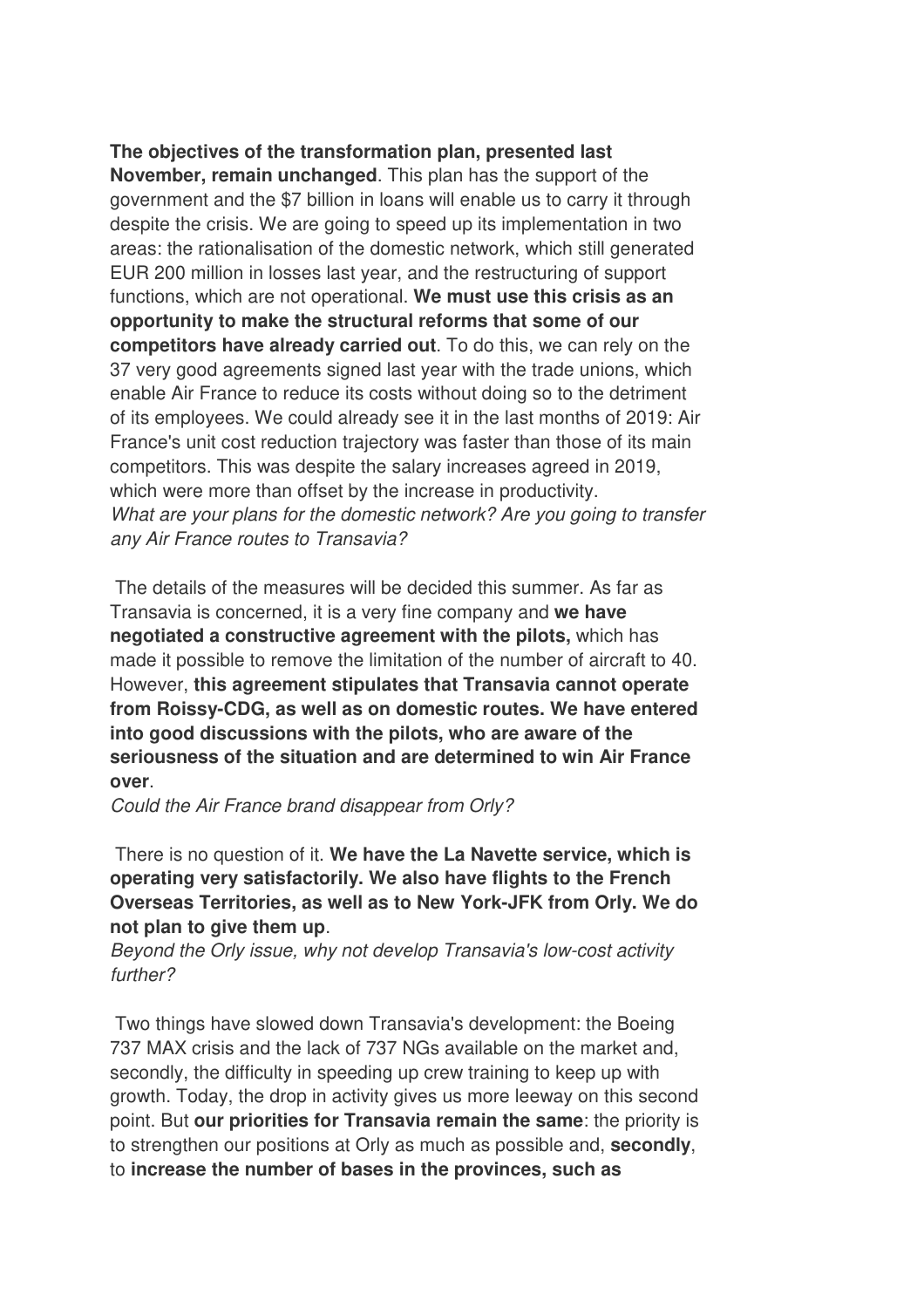**The objectives of the transformation plan, presented last November, remain unchanged**. This plan has the support of the government and the $7 billion in loans will enable us to carry it through despite the crisis. We are going to speed up its implementation in two areas: the rationalisation of the domestic network, which still generated EUR 200 million in losses last year, and the restructuring of support functions, which are not operational. **We must use this crisis as an opportunity to make the structural reforms that some of our competitors have already carried out**. To do this, we can rely on the 37 very good agreements signed last year with the trade unions, which enable Air France to reduce its costs without doing so to the detriment of its employees. We could already see it in the last months of 2019: Air France's unit cost reduction trajectory was faster than those of its main competitors. This was despite the salary increases agreed in 2019, which were more than offset by the increase in productivity.

*What are your plans for the domestic network? Are you going to transfer any Air France routes to Transavia?*

The details of the measures will be decided this summer. As far as Transavia is concerned, it is a very fine company and **we have negotiated a constructive agreement with the pilots,** which has made it possible to remove the limitation of the number of aircraft to 40. However, **this agreement stipulates that Transavia cannot operate from Roissy-CDG, as well as on domestic routes. We have entered into good discussions with the pilots, who are aware of the seriousness of the situation and are determined to win Air France over**.

*Could the Air France brand disappear from Orly?*

There is no question of it. **We have the La Navette service, which is operating very satisfactorily. We also have flights to the French Overseas Territories, as well as to New York-JFK from Orly. We do not plan to give them up**.

*Beyond the Orly issue, why not develop Transavia's low-cost activity further?*

Two things have slowed down Transavia's development: the Boeing 737 MAX crisis and the lack of 737 NGs available on the market and, secondly, the difficulty in speeding up crew training to keep up with growth. Today, the drop in activity gives us more leeway on this second point. But **our priorities for Transavia remain the same**: the priority is to strengthen our positions at Orly as much as possible and, **secondly**, to **increase the number of bases in the provinces, such as**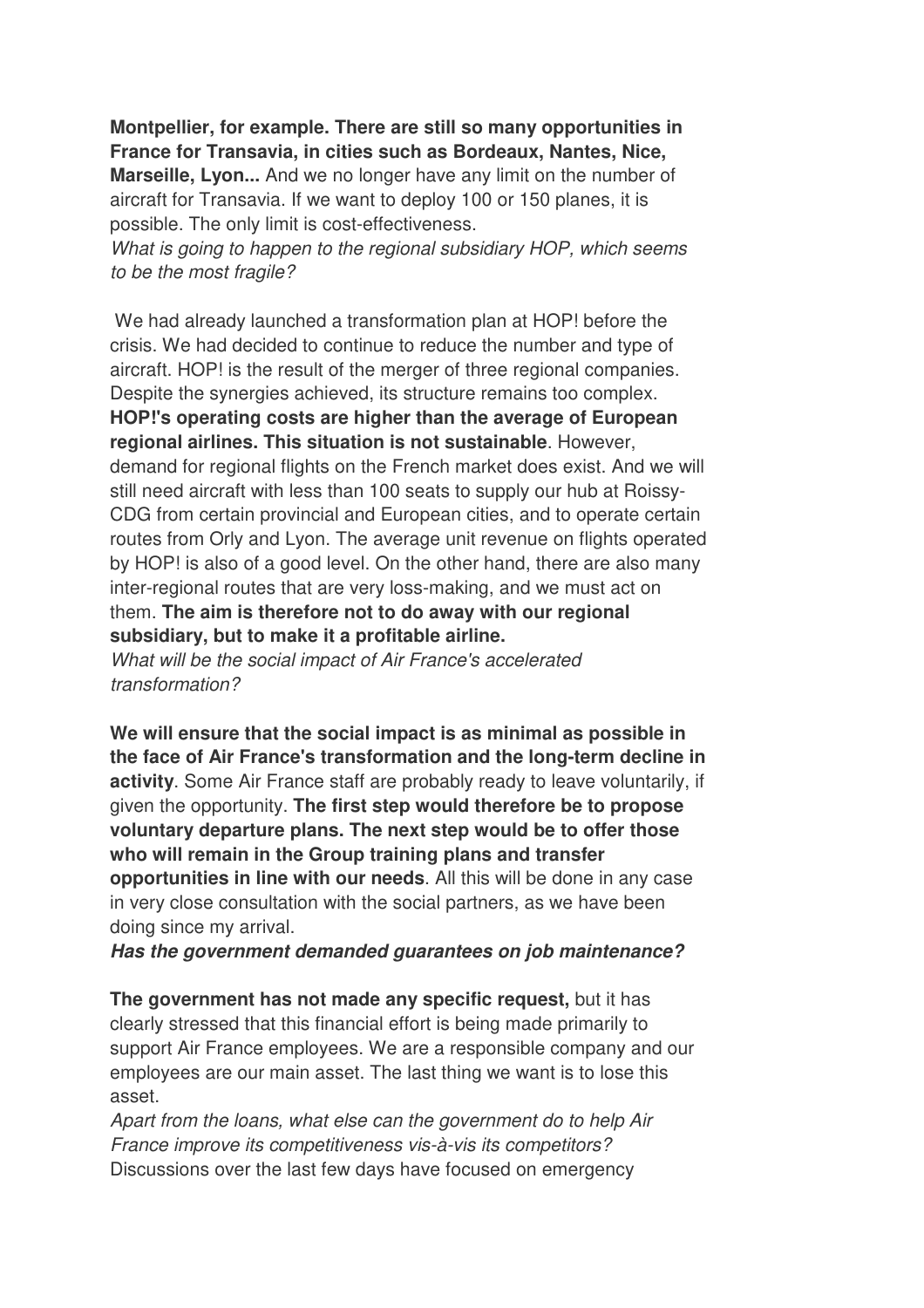**Montpellier, for example. There are still so many opportunities in France for Transavia, in cities such as Bordeaux, Nantes, Nice, Marseille, Lyon...** And we no longer have any limit on the number of aircraft for Transavia. If we want to deploy 100 or 150 planes, it is possible. The only limit is cost-effectiveness.

*What is going to happen to the regional subsidiary HOP, which seems to be the most fragile?*

We had already launched a transformation plan at HOP! before the crisis. We had decided to continue to reduce the number and type of aircraft. HOP! is the result of the merger of three regional companies. Despite the synergies achieved, its structure remains too complex. **HOP!'s operating costs are higher than the average of European regional airlines. This situation is not sustainable**. However, demand for regional flights on the French market does exist. And we will still need aircraft with less than 100 seats to supply our hub at Roissy-CDG from certain provincial and European cities, and to operate certain routes from Orly and Lyon. The average unit revenue on flights operated by HOP! is also of a good level. On the other hand, there are also many inter-regional routes that are very loss-making, and we must act on them. **The aim is therefore not to do away with our regional subsidiary, but to make it a profitable airline.**

*What will be the social impact of Air France's accelerated transformation?*

**We will ensure that the social impact is as minimal as possible in the face of Air France's transformation and the long-term decline in activity**. Some Air France staff are probably ready to leave voluntarily, if given the opportunity. **The first step would therefore be to propose voluntary departure plans. The next step would be to offer those who will remain in the Group training plans and transfer opportunities in line with our needs**. All this will be done in any case in very close consultation with the social partners, as we have been doing since my arrival.

***Has the government demanded guarantees on job maintenance?***

**The government has not made any specific request,** but it has clearly stressed that this financial effort is being made primarily to support Air France employees. We are a responsible company and our employees are our main asset. The last thing we want is to lose this asset.

*Apart from the loans, what else can the government do to help Air France improve its competitiveness vis-à-vis its competitors?*

Discussions over the last few days have focused on emergency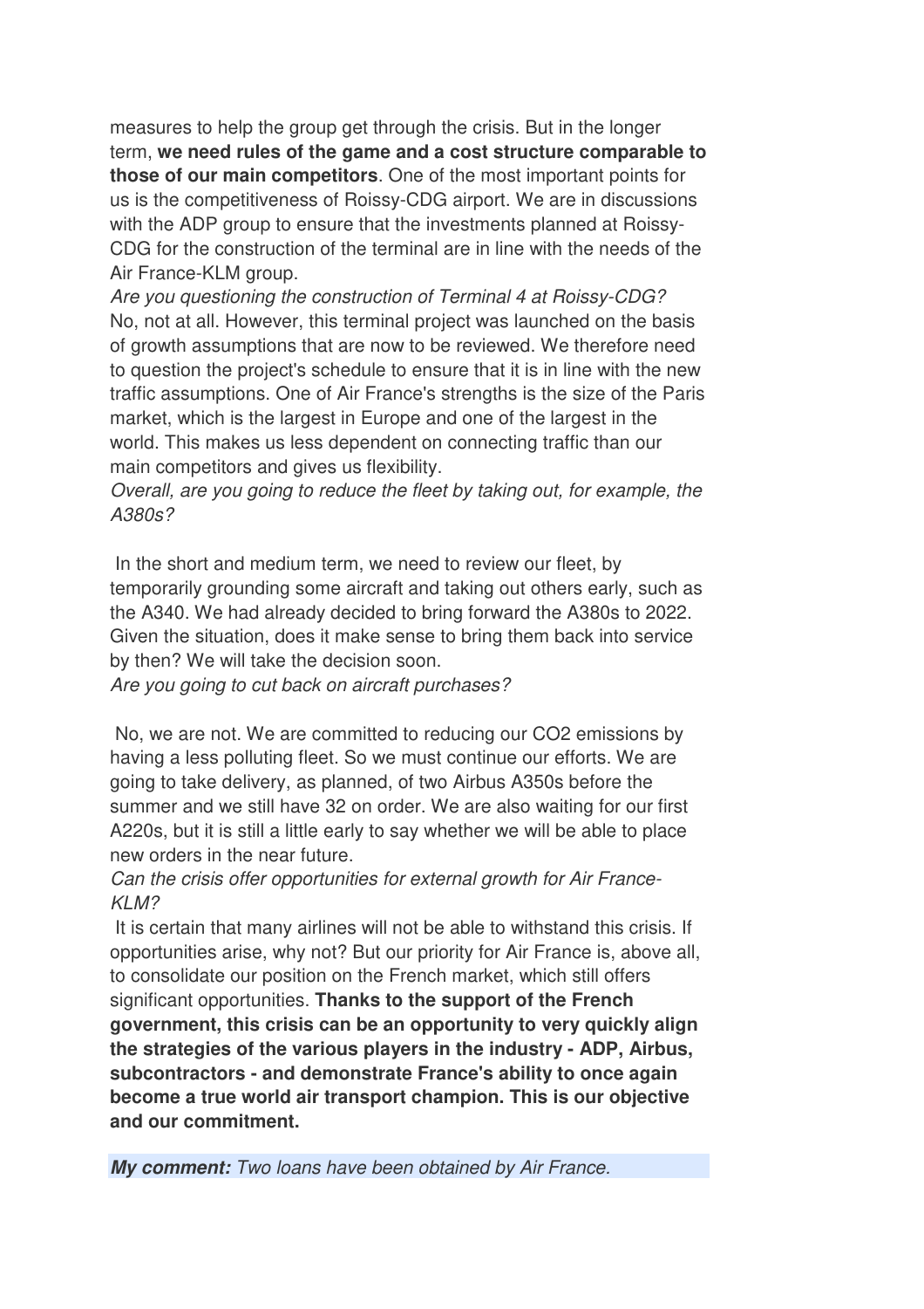measures to help the group get through the crisis. But in the longer term, **we need rules of the game and a cost structure comparable to those of our main competitors**. One of the most important points for us is the competitiveness of Roissy-CDG airport. We are in discussions with the ADP group to ensure that the investments planned at Roissy-CDG for the construction of the terminal are in line with the needs of the Air France-KLM group.

*Are you questioning the construction of Terminal 4 at Roissy-CDG?*

No, not at all. However, this terminal project was launched on the basis of growth assumptions that are now to be reviewed. We therefore need to question the project's schedule to ensure that it is in line with the new traffic assumptions. One of Air France's strengths is the size of the Paris market, which is the largest in Europe and one of the largest in the world. This makes us less dependent on connecting traffic than our main competitors and gives us flexibility.

*Overall, are you going to reduce the fleet by taking out, for example, the A380s?*

In the short and medium term, we need to review our fleet, by temporarily grounding some aircraft and taking out others early, such as the A340. We had already decided to bring forward the A380s to 2022. Given the situation, does it make sense to bring them back into service by then? We will take the decision soon.

*Are you going to cut back on aircraft purchases?*

No, we are not. We are committed to reducing our $CO_2$ emissions by having a less polluting fleet. So we must continue our efforts. We are going to take delivery, as planned, of two Airbus A350s before the summer and we still have 32 on order. We are also waiting for our first A220s, but it is still a little early to say whether we will be able to place new orders in the near future.

*Can the crisis offer opportunities for external growth for Air France-KLM?*

It is certain that many airlines will not be able to withstand this crisis. If opportunities arise, why not? But our priority for Air France is, above all, to consolidate our position on the French market, which still offers significant opportunities. **Thanks to the support of the French government, this crisis can be an opportunity to very quickly align the strategies of the various players in the industry - ADP, Airbus, subcontractors - and demonstrate France's ability to once again become a true world air transport champion. This is our objective and our commitment.**

***My comment:*** *Two loans have been obtained by Air France.*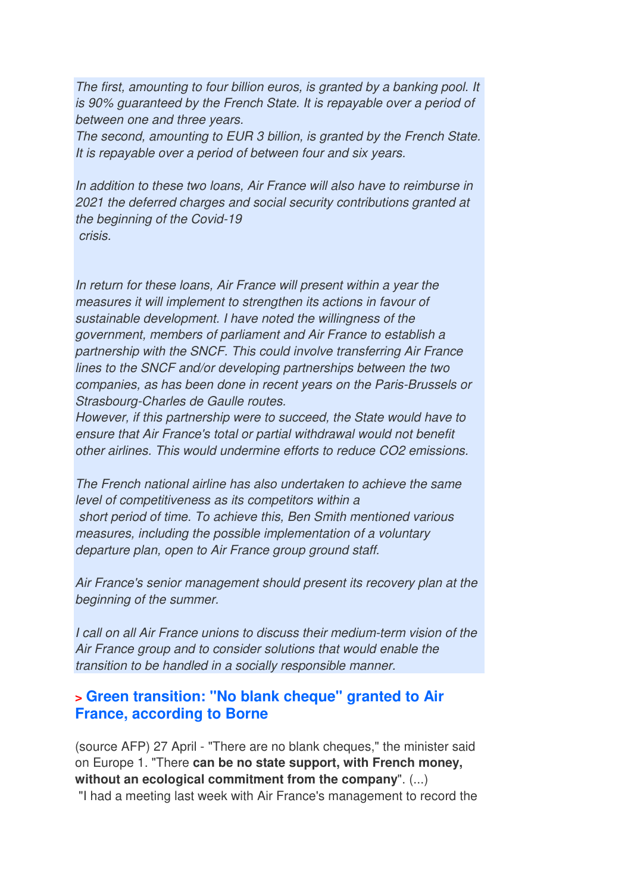*The first, amounting to four billion euros, is granted by a banking pool. It is 90% guaranteed by the French State. It is repayable over a period of between one and three years.*
*The second, amounting to EUR 3 billion, is granted by the French State. It is repayable over a period of between four and six years.*

*In addition to these two loans, Air France will also have to reimburse in 2021 the deferred charges and social security contributions granted at the beginning of the Covid-19 crisis.*

*In return for these loans, Air France will present within a year the measures it will implement to strengthen its actions in favour of sustainable development. I have noted the willingness of the government, members of parliament and Air France to establish a partnership with the SNCF. This could involve transferring Air France lines to the SNCF and/or developing partnerships between the two companies, as has been done in recent years on the Paris-Brussels or Strasbourg-Charles de Gaulle routes.*
*However, if this partnership were to succeed, the State would have to ensure that Air France's total or partial withdrawal would not benefit other airlines. This would undermine efforts to reduce CO2 emissions.*

*The French national airline has also undertaken to achieve the same level of competitiveness as its competitors within a short period of time. To achieve this, Ben Smith mentioned various measures, including the possible implementation of a voluntary departure plan, open to Air France group ground staff.*

*Air France's senior management should present its recovery plan at the beginning of the summer.*

*I call on all Air France unions to discuss their medium-term vision of the Air France group and to consider solutions that would enable the transition to be handled in a socially responsible manner.*

### > Green transition: "No blank cheque" granted to Air France, according to Borne

(source AFP) 27 April - "There are no blank cheques," the minister said on Europe 1. "There **can be no state support, with French money, without an ecological commitment from the company**". (...)
"I had a meeting last week with Air France's management to record the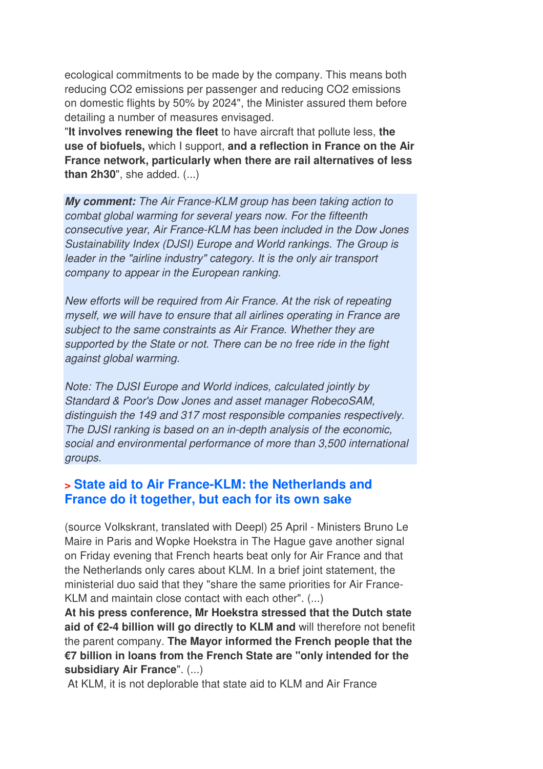ecological commitments to be made by the company. This means both reducing $CO_2$ emissions per passenger and reducing $CO_2$ emissions on domestic flights by 50% by 2024", the Minister assured them before detailing a number of measures envisaged.

"**It involves renewing the fleet** to have aircraft that pollute less, **the use of biofuels,** which I support, **and a reflection in France on the Air France network, particularly when there are rail alternatives of less than 2h30**", she added. (...)

***My comment:*** *The Air France-KLM group has been taking action to combat global warming for several years now. For the fifteenth consecutive year, Air France-KLM has been included in the Dow Jones Sustainability Index (DJSI) Europe and World rankings. The Group is leader in the "airline industry" category. It is the only air transport company to appear in the European ranking.*

*New efforts will be required from Air France. At the risk of repeating myself, we will have to ensure that all airlines operating in France are subject to the same constraints as Air France. Whether they are supported by the State or not. There can be no free ride in the fight against global warming.*

*Note: The DJSI Europe and World indices, calculated jointly by Standard & Poor's Dow Jones and asset manager RobecoSAM, distinguish the 149 and 317 most responsible companies respectively. The DJSI ranking is based on an in-depth analysis of the economic, social and environmental performance of more than 3,500 international groups.*

## > State aid to Air France-KLM: the Netherlands and France do it together, but each for its own sake

(source Volkskrant, translated with Deepl) 25 April - Ministers Bruno Le Maire in Paris and Wopke Hoekstra in The Hague gave another signal on Friday evening that French hearts beat only for Air France and that the Netherlands only cares about KLM. In a brief joint statement, the ministerial duo said that they "share the same priorities for Air France-KLM and maintain close contact with each other". (...)

**At his press conference, Mr Hoekstra stressed that the Dutch state aid of €2-4 billion will go directly to KLM and** will therefore not benefit the parent company. **The Mayor informed the French people that the €7 billion in loans from the French State are "only intended for the subsidiary Air France"**. (...)

At KLM, it is not deplorable that state aid to KLM and Air France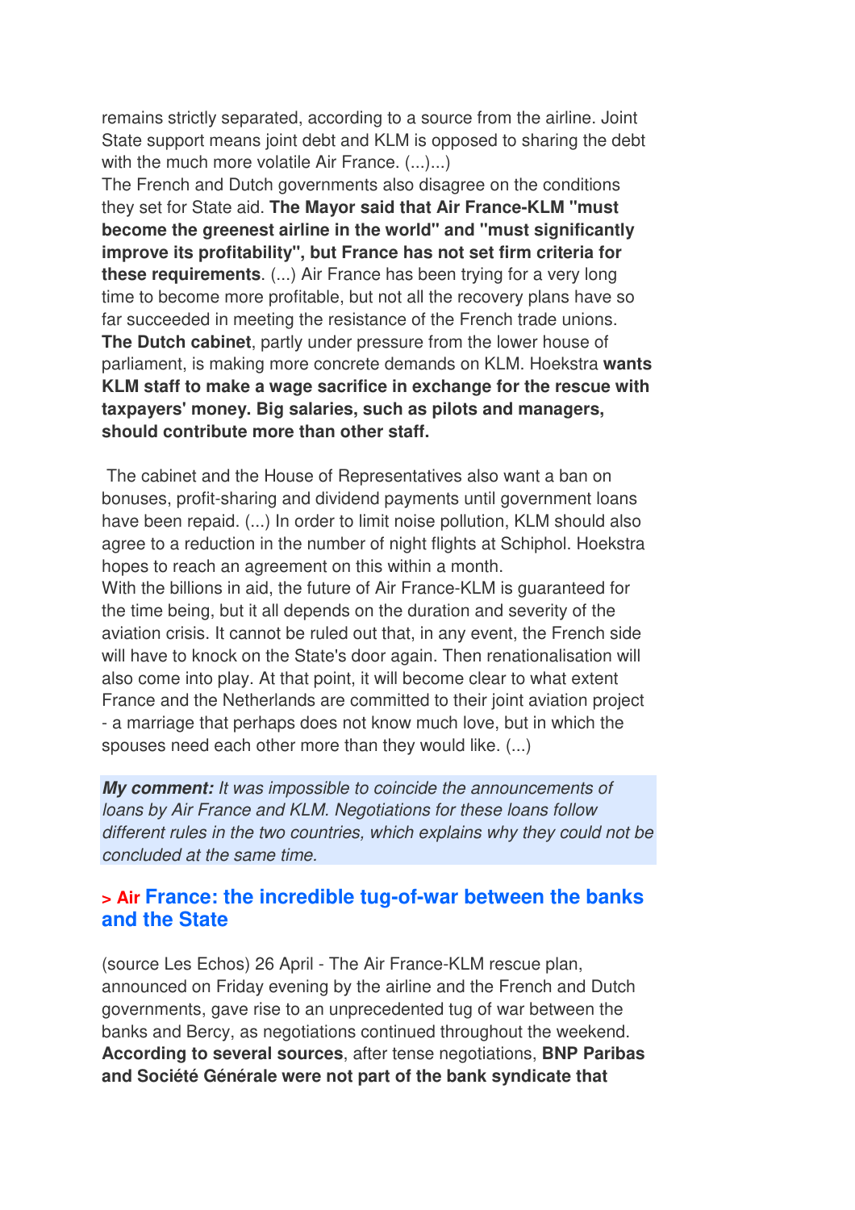remains strictly separated, according to a source from the airline. Joint State support means joint debt and KLM is opposed to sharing the debt with the much more volatile Air France. (...)...)

The French and Dutch governments also disagree on the conditions they set for State aid. **The Mayor said that Air France-KLM "must become the greenest airline in the world" and "must significantly improve its profitability", but France has not set firm criteria for these requirements**. (...) Air France has been trying for a very long time to become more profitable, but not all the recovery plans have so far succeeded in meeting the resistance of the French trade unions. **The Dutch cabinet**, partly under pressure from the lower house of parliament, is making more concrete demands on KLM. Hoekstra **wants KLM staff to make a wage sacrifice in exchange for the rescue with taxpayers' money. Big salaries, such as pilots and managers, should contribute more than other staff.**

The cabinet and the House of Representatives also want a ban on bonuses, profit-sharing and dividend payments until government loans have been repaid. (...) In order to limit noise pollution, KLM should also agree to a reduction in the number of night flights at Schiphol. Hoekstra hopes to reach an agreement on this within a month.

With the billions in aid, the future of Air France-KLM is guaranteed for the time being, but it all depends on the duration and severity of the aviation crisis. It cannot be ruled out that, in any event, the French side will have to knock on the State's door again. Then renationalisation will also come into play. At that point, it will become clear to what extent France and the Netherlands are committed to their joint aviation project - a marriage that perhaps does not know much love, but in which the spouses need each other more than they would like. (...)

***My comment:*** *It was impossible to coincide the announcements of loans by Air France and KLM. Negotiations for these loans follow different rules in the two countries, which explains why they could not be concluded at the same time.*

## > Air France: the incredible tug-of-war between the banks and the State

(source Les Echos) 26 April - The Air France-KLM rescue plan, announced on Friday evening by the airline and the French and Dutch governments, gave rise to an unprecedented tug of war between the banks and Bercy, as negotiations continued throughout the weekend. **According to several sources**, after tense negotiations, **BNP Paribas and Société Générale were not part of the bank syndicate that**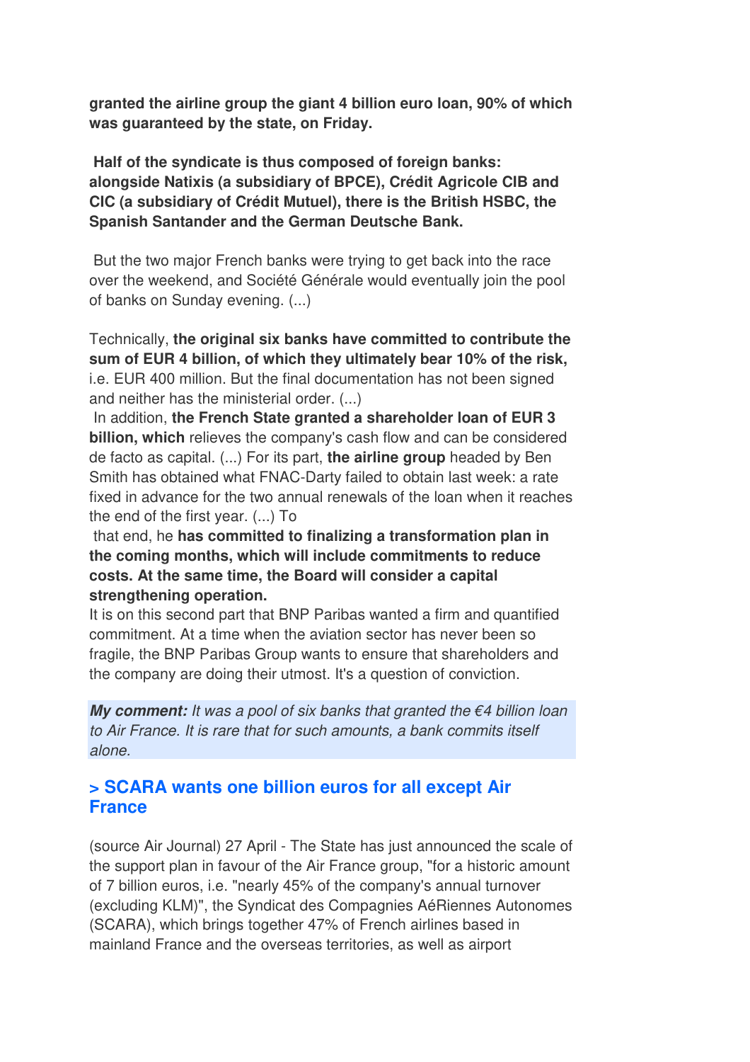**granted the airline group the giant 4 billion euro loan, 90% of which was guaranteed by the state, on Friday.**

**Half of the syndicate is thus composed of foreign banks: alongside Natixis (a subsidiary of BPCE), Crédit Agricole CIB and CIC (a subsidiary of Crédit Mutuel), there is the British HSBC, the Spanish Santander and the German Deutsche Bank.**

But the two major French banks were trying to get back into the race over the weekend, and Société Générale would eventually join the pool of banks on Sunday evening. (...)

Technically, **the original six banks have committed to contribute the sum of EUR 4 billion, of which they ultimately bear 10% of the risk,** i.e. EUR 400 million. But the final documentation has not been signed and neither has the ministerial order. (...)
In addition, **the French State granted a shareholder loan of EUR 3 billion, which** relieves the company's cash flow and can be considered de facto as capital. (...) For its part, **the airline group** headed by Ben Smith has obtained what FNAC-Darty failed to obtain last week: a rate fixed in advance for the two annual renewals of the loan when it reaches the end of the first year. (...) To that end, he **has committed to finalizing a transformation plan in the coming months, which will include commitments to reduce costs. At the same time, the Board will consider a capital strengthening operation.**
It is on this second part that BNP Paribas wanted a firm and quantified commitment. At a time when the aviation sector has never been so fragile, the BNP Paribas Group wants to ensure that shareholders and the company are doing their utmost. It's a question of conviction.

***My comment:*** *It was a pool of six banks that granted the €4 billion loan to Air France. It is rare that for such amounts, a bank commits itself alone.*

## > SCARA wants one billion euros for all except Air France

(source Air Journal) 27 April - The State has just announced the scale of the support plan in favour of the Air France group, "for a historic amount of 7 billion euros, i.e. "nearly 45% of the company's annual turnover (excluding KLM)", the Syndicat des Compagnies AéRiennes Autonomes (SCARA), which brings together 47% of French airlines based in mainland France and the overseas territories, as well as airport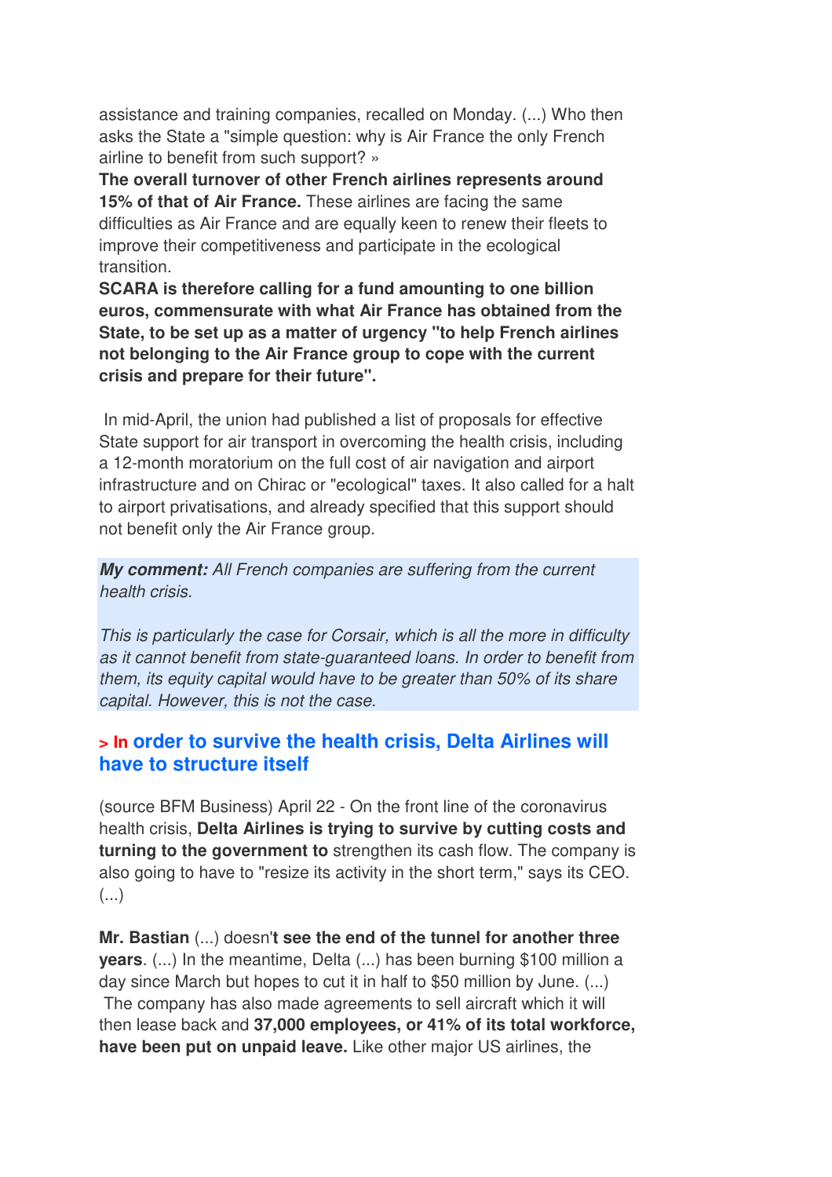assistance and training companies, recalled on Monday. (...) Who then asks the State a "simple question: why is Air France the only French airline to benefit from such support? »

**The overall turnover of other French airlines represents around 15% of that of Air France.** These airlines are facing the same difficulties as Air France and are equally keen to renew their fleets to improve their competitiveness and participate in the ecological transition.

**SCARA is therefore calling for a fund amounting to one billion euros, commensurate with what Air France has obtained from the State, to be set up as a matter of urgency "to help French airlines not belonging to the Air France group to cope with the current crisis and prepare for their future".**

In mid-April, the union had published a list of proposals for effective State support for air transport in overcoming the health crisis, including a 12-month moratorium on the full cost of air navigation and airport infrastructure and on Chirac or "ecological" taxes. It also called for a halt to airport privatisations, and already specified that this support should not benefit only the Air France group.

***My comment:*** *All French companies are suffering from the current health crisis.*

*This is particularly the case for Corsair, which is all the more in difficulty as it cannot benefit from state-guaranteed loans. In order to benefit from them, its equity capital would have to be greater than 50% of its share capital. However, this is not the case.*

## > In order to survive the health crisis, Delta Airlines will have to structure itself

(source BFM Business) April 22 - On the front line of the coronavirus health crisis, **Delta Airlines is trying to survive by cutting costs and turning to the government to** strengthen its cash flow. The company is also going to have to "resize its activity in the short term," says its CEO. (...)

**Mr. Bastian** (...) doesn'**t see the end of the tunnel for another three years**. (...) In the meantime, Delta (...) has been burning $100 million a day since March but hopes to cut it in half to $50 million by June. (...) The company has also made agreements to sell aircraft which it will then lease back and **37,000 employees, or 41% of its total workforce, have been put on unpaid leave.** Like other major US airlines, the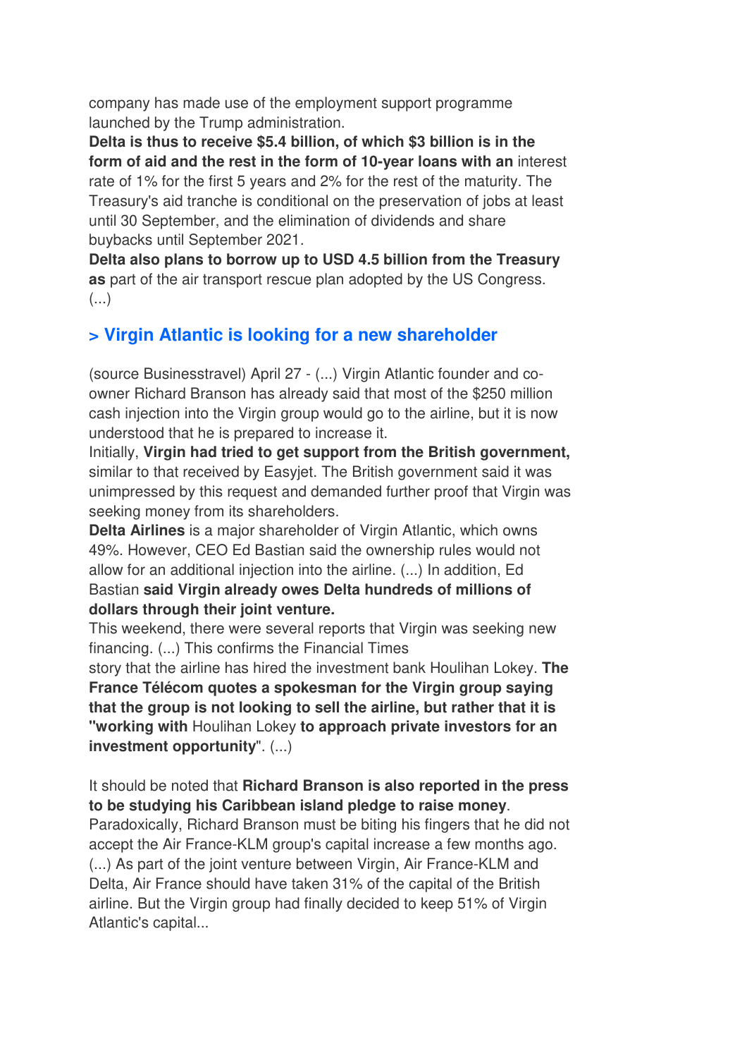company has made use of the employment support programme launched by the Trump administration.

**Delta is thus to receive $5.4 billion, of which $3 billion is in the form of aid and the rest in the form of 10-year loans with an** interest rate of 1% for the first 5 years and 2% for the rest of the maturity. The Treasury's aid tranche is conditional on the preservation of jobs at least until 30 September, and the elimination of dividends and share buybacks until September 2021.

**Delta also plans to borrow up to USD 4.5 billion from the Treasury as** part of the air transport rescue plan adopted by the US Congress. (...)

## > Virgin Atlantic is looking for a new shareholder

(source Businesstravel) April 27 - (...) Virgin Atlantic founder and co-owner Richard Branson has already said that most of the $250 million cash injection into the Virgin group would go to the airline, but it is now understood that he is prepared to increase it.

Initially, **Virgin had tried to get support from the British government,** similar to that received by Easyjet. The British government said it was unimpressed by this request and demanded further proof that Virgin was seeking money from its shareholders.

**Delta Airlines** is a major shareholder of Virgin Atlantic, which owns 49%. However, CEO Ed Bastian said the ownership rules would not allow for an additional injection into the airline. (...) In addition, Ed Bastian **said Virgin already owes Delta hundreds of millions of dollars through their joint venture.**

This weekend, there were several reports that Virgin was seeking new financing. (...) This confirms the Financial Times story that the airline has hired the investment bank Houlihan Lokey. **The France Télécom quotes a spokesman for the Virgin group saying that the group is not looking to sell the airline, but rather that it is "working with** Houlihan Lokey **to approach private investors for an investment opportunity**". (...)

It should be noted that **Richard Branson is also reported in the press to be studying his Caribbean island pledge to raise money**. Paradoxically, Richard Branson must be biting his fingers that he did not accept the Air France-KLM group's capital increase a few months ago. (...) As part of the joint venture between Virgin, Air France-KLM and Delta, Air France should have taken 31% of the capital of the British airline. But the Virgin group had finally decided to keep 51% of Virgin Atlantic's capital...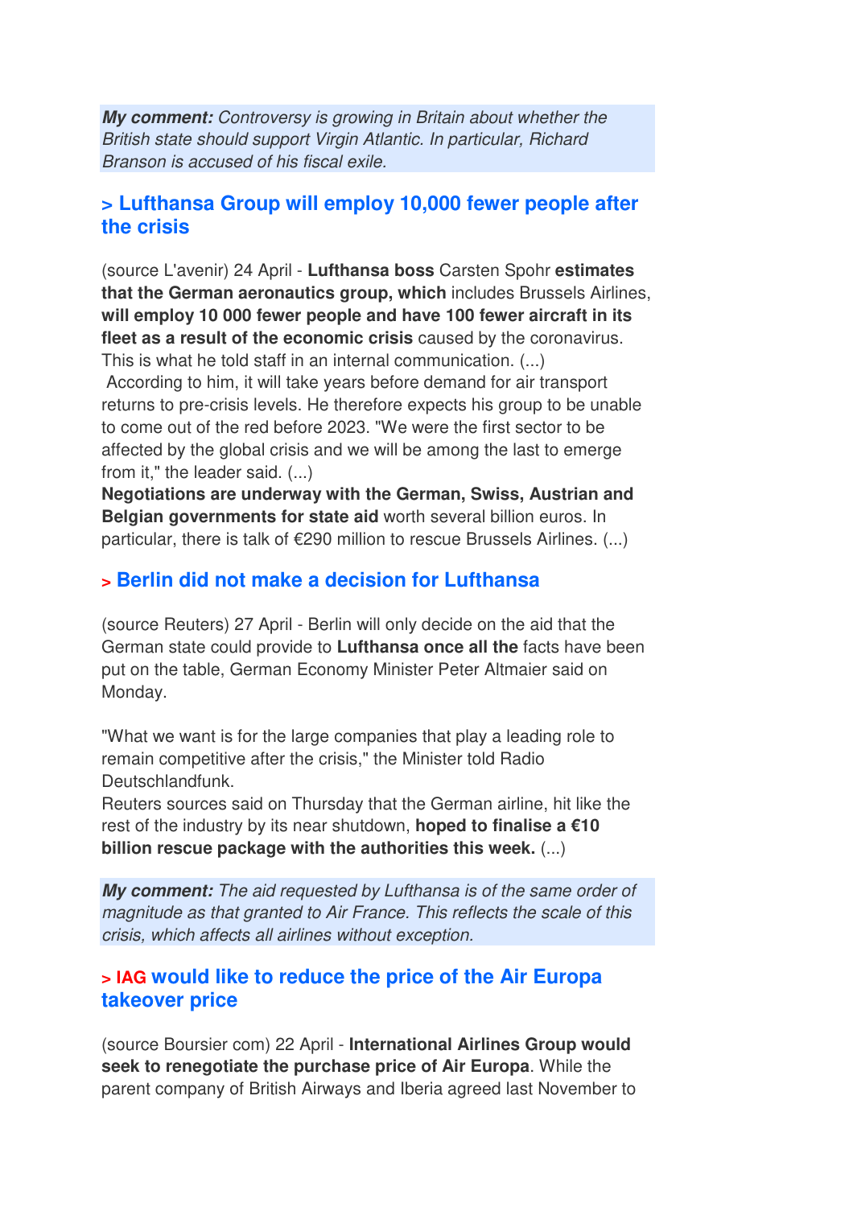***My comment:*** *Controversy is growing in Britain about whether the British state should support Virgin Atlantic. In particular, Richard Branson is accused of his fiscal exile.*

## > Lufthansa Group will employ 10,000 fewer people after the crisis

(source L'avenir) 24 April - **Lufthansa boss** Carsten Spohr **estimates that the German aeronautics group, which** includes Brussels Airlines, **will employ 10 000 fewer people and have 100 fewer aircraft in its fleet as a result of the economic crisis** caused by the coronavirus. This is what he told staff in an internal communication. (...)
According to him, it will take years before demand for air transport returns to pre-crisis levels. He therefore expects his group to be unable to come out of the red before 2023. "We were the first sector to be affected by the global crisis and we will be among the last to emerge from it," the leader said. (...)
**Negotiations are underway with the German, Swiss, Austrian and Belgian governments for state aid** worth several billion euros. In particular, there is talk of €290 million to rescue Brussels Airlines. (...)

## > Berlin did not make a decision for Lufthansa

(source Reuters) 27 April - Berlin will only decide on the aid that the German state could provide to **Lufthansa once all the** facts have been put on the table, German Economy Minister Peter Altmaier said on Monday.

"What we want is for the large companies that play a leading role to remain competitive after the crisis," the Minister told Radio Deutschlandfunk.
Reuters sources said on Thursday that the German airline, hit like the rest of the industry by its near shutdown, **hoped to finalise a €10 billion rescue package with the authorities this week.** (...)

***My comment:*** *The aid requested by Lufthansa is of the same order of magnitude as that granted to Air France. This reflects the scale of this crisis, which affects all airlines without exception.*

## > IAG would like to reduce the price of the Air Europa takeover price

(source Boursier com) 22 April - **International Airlines Group would seek to renegotiate the purchase price of Air Europa**. While the parent company of British Airways and Iberia agreed last November to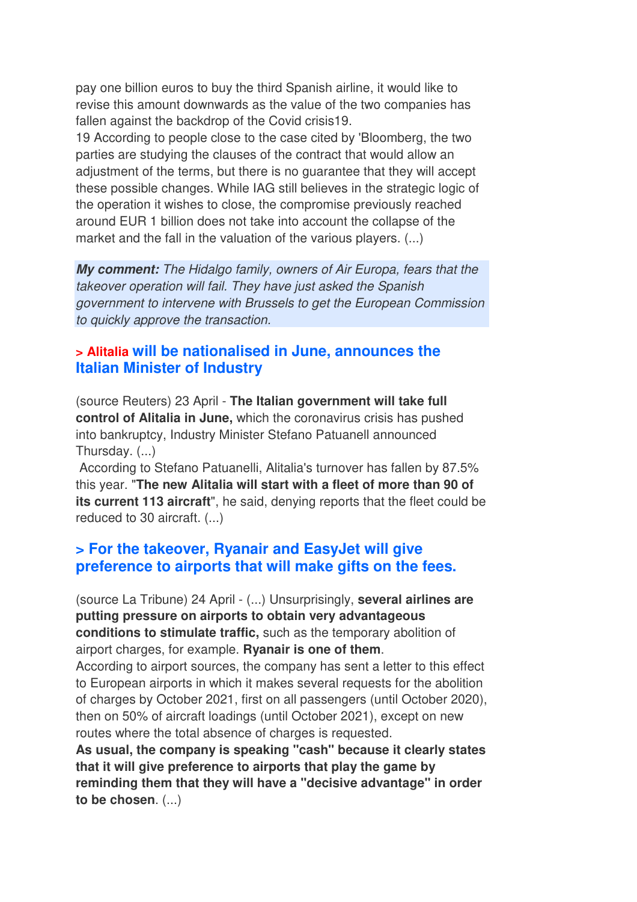pay one billion euros to buy the third Spanish airline, it would like to revise this amount downwards as the value of the two companies has fallen against the backdrop of the Covid crisis19.

19 According to people close to the case cited by 'Bloomberg, the two parties are studying the clauses of the contract that would allow an adjustment of the terms, but there is no guarantee that they will accept these possible changes. While IAG still believes in the strategic logic of the operation it wishes to close, the compromise previously reached around EUR 1 billion does not take into account the collapse of the market and the fall in the valuation of the various players. (...)

***My comment:*** *The Hidalgo family, owners of Air Europa, fears that the takeover operation will fail. They have just asked the Spanish government to intervene with Brussels to get the European Commission to quickly approve the transaction.*

## > Alitalia will be nationalised in June, announces the Italian Minister of Industry

(source Reuters) 23 April - **The Italian government will take full control of Alitalia in June,** which the coronavirus crisis has pushed into bankruptcy, Industry Minister Stefano Patuanell announced Thursday. (...)

According to Stefano Patuanelli, Alitalia's turnover has fallen by 87.5% this year. "**The new Alitalia will start with a fleet of more than 90 of its current 113 aircraft**", he said, denying reports that the fleet could be reduced to 30 aircraft. (...)

## > For the takeover, Ryanair and EasyJet will give preference to airports that will make gifts on the fees.

(source La Tribune) 24 April - (...) Unsurprisingly, **several airlines are putting pressure on airports to obtain very advantageous conditions to stimulate traffic,** such as the temporary abolition of airport charges, for example. **Ryanair is one of them**.

According to airport sources, the company has sent a letter to this effect to European airports in which it makes several requests for the abolition of charges by October 2021, first on all passengers (until October 2020), then on 50% of aircraft loadings (until October 2021), except on new routes where the total absence of charges is requested.

**As usual, the company is speaking "cash" because it clearly states that it will give preference to airports that play the game by reminding them that they will have a "decisive advantage" in order to be chosen**. (...)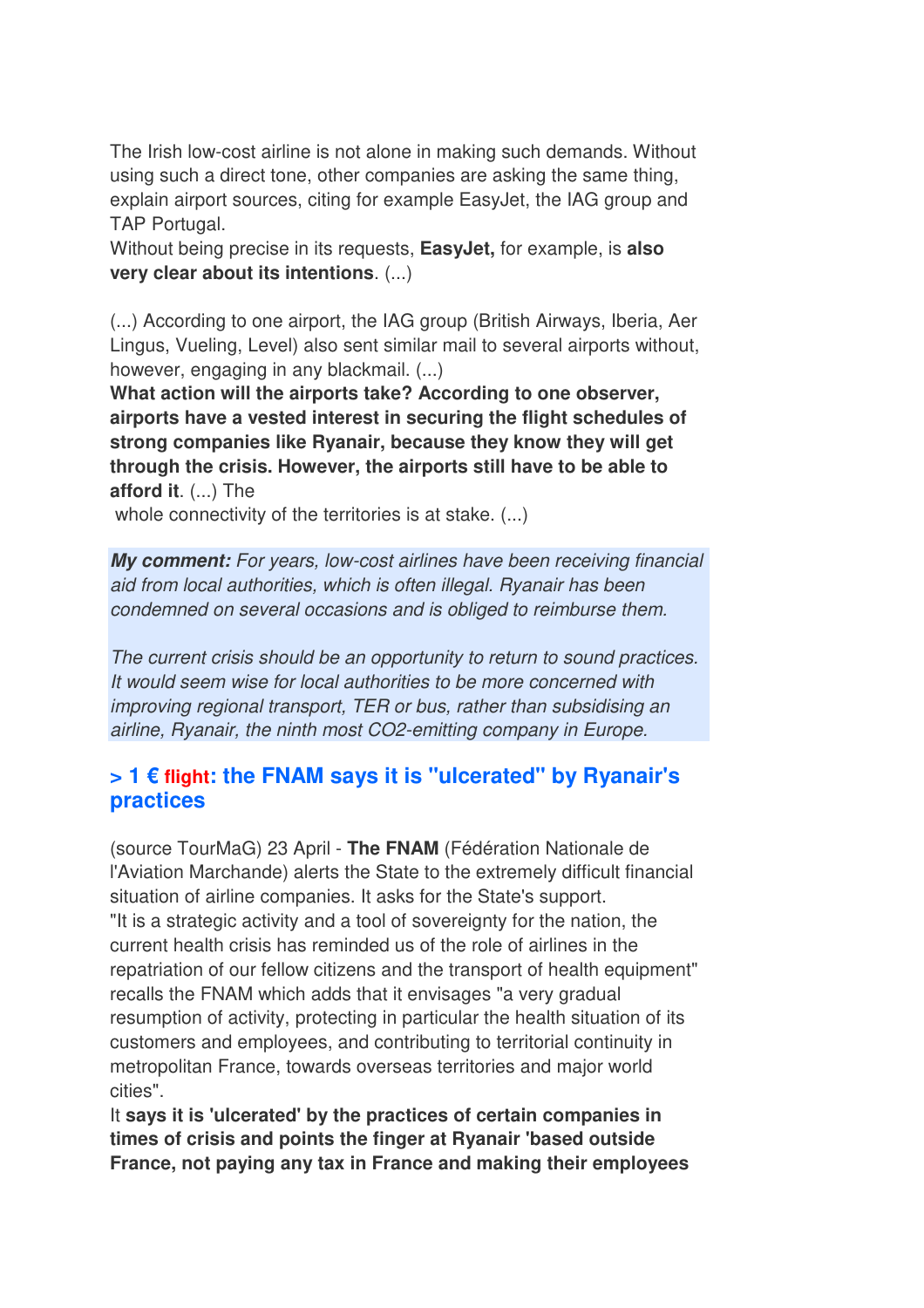The Irish low-cost airline is not alone in making such demands. Without using such a direct tone, other companies are asking the same thing, explain airport sources, citing for example EasyJet, the IAG group and TAP Portugal.
Without being precise in its requests, **EasyJet,** for example, is **also very clear about its intentions**. (...)

(...) According to one airport, the IAG group (British Airways, Iberia, Aer Lingus, Vueling, Level) also sent similar mail to several airports without, however, engaging in any blackmail. (...)
**What action will the airports take? According to one observer, airports have a vested interest in securing the flight schedules of strong companies like Ryanair, because they know they will get through the crisis. However, the airports still have to be able to afford it**. (...) The
whole connectivity of the territories is at stake. (...)

***My comment:*** *For years, low-cost airlines have been receiving financial aid from local authorities, which is often illegal. Ryanair has been condemned on several occasions and is obliged to reimburse them.*

*The current crisis should be an opportunity to return to sound practices. It would seem wise for local authorities to be more concerned with improving regional transport, TER or bus, rather than subsidising an airline, Ryanair, the ninth most CO2-emitting company in Europe.*

### > 1 € flight: the FNAM says it is "ulcerated" by Ryanair's practices

(source TourMaG) 23 April - **The FNAM** (Fédération Nationale de l'Aviation Marchande) alerts the State to the extremely difficult financial situation of airline companies. It asks for the State's support.
"It is a strategic activity and a tool of sovereignty for the nation, the current health crisis has reminded us of the role of airlines in the repatriation of our fellow citizens and the transport of health equipment" recalls the FNAM which adds that it envisages "a very gradual resumption of activity, protecting in particular the health situation of its customers and employees, and contributing to territorial continuity in metropolitan France, towards overseas territories and major world cities".
It **says it is 'ulcerated' by the practices of certain companies in times of crisis and points the finger at Ryanair 'based outside France, not paying any tax in France and making their employees**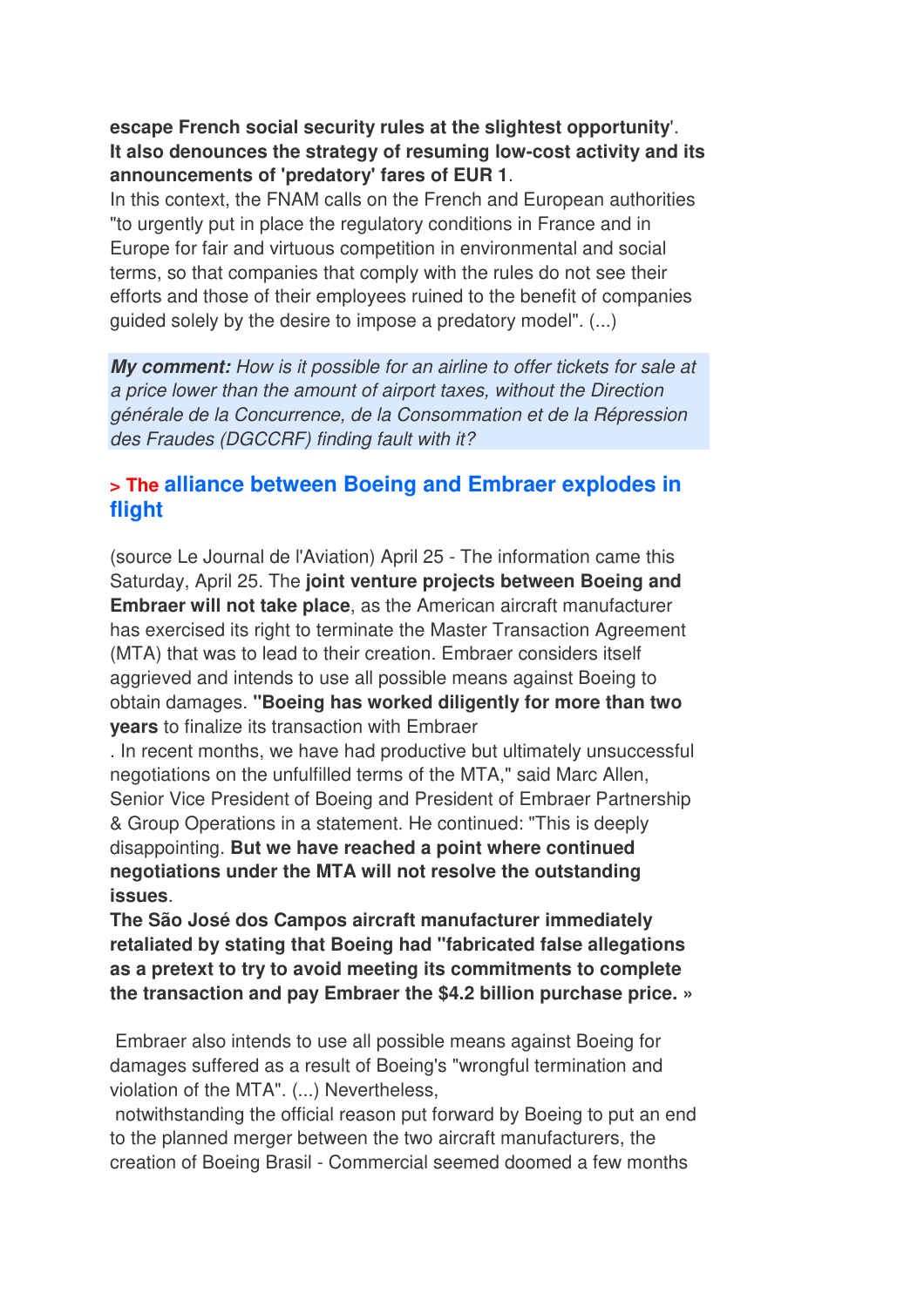**escape French social security rules at the slightest opportunity**'. **It also denounces the strategy of resuming low-cost activity and its announcements of 'predatory' fares of EUR 1**.
In this context, the FNAM calls on the French and European authorities "to urgently put in place the regulatory conditions in France and in Europe for fair and virtuous competition in environmental and social terms, so that companies that comply with the rules do not see their efforts and those of their employees ruined to the benefit of companies guided solely by the desire to impose a predatory model". (...)

***My comment:*** *How is it possible for an airline to offer tickets for sale at a price lower than the amount of airport taxes, without the Direction générale de la Concurrence, de la Consommation et de la Répression des Fraudes (DGCCRF) finding fault with it?*

## > The alliance between Boeing and Embraer explodes in flight

(source Le Journal de l'Aviation) April 25 - The information came this Saturday, April 25. The **joint venture projects between Boeing and Embraer will not take place**, as the American aircraft manufacturer has exercised its right to terminate the Master Transaction Agreement (MTA) that was to lead to their creation. Embraer considers itself aggrieved and intends to use all possible means against Boeing to obtain damages. **"Boeing has worked diligently for more than two years** to finalize its transaction with Embraer
. In recent months, we have had productive but ultimately unsuccessful negotiations on the unfulfilled terms of the MTA," said Marc Allen, Senior Vice President of Boeing and President of Embraer Partnership & Group Operations in a statement. He continued: "This is deeply disappointing. **But we have reached a point where continued negotiations under the MTA will not resolve the outstanding issues**.
**The São José dos Campos aircraft manufacturer immediately retaliated by stating that Boeing had "fabricated false allegations as a pretext to try to avoid meeting its commitments to complete the transaction and pay Embraer the $4.2 billion purchase price. »**

Embraer also intends to use all possible means against Boeing for damages suffered as a result of Boeing's "wrongful termination and violation of the MTA". (...) Nevertheless,
notwithstanding the official reason put forward by Boeing to put an end to the planned merger between the two aircraft manufacturers, the creation of Boeing Brasil - Commercial seemed doomed a few months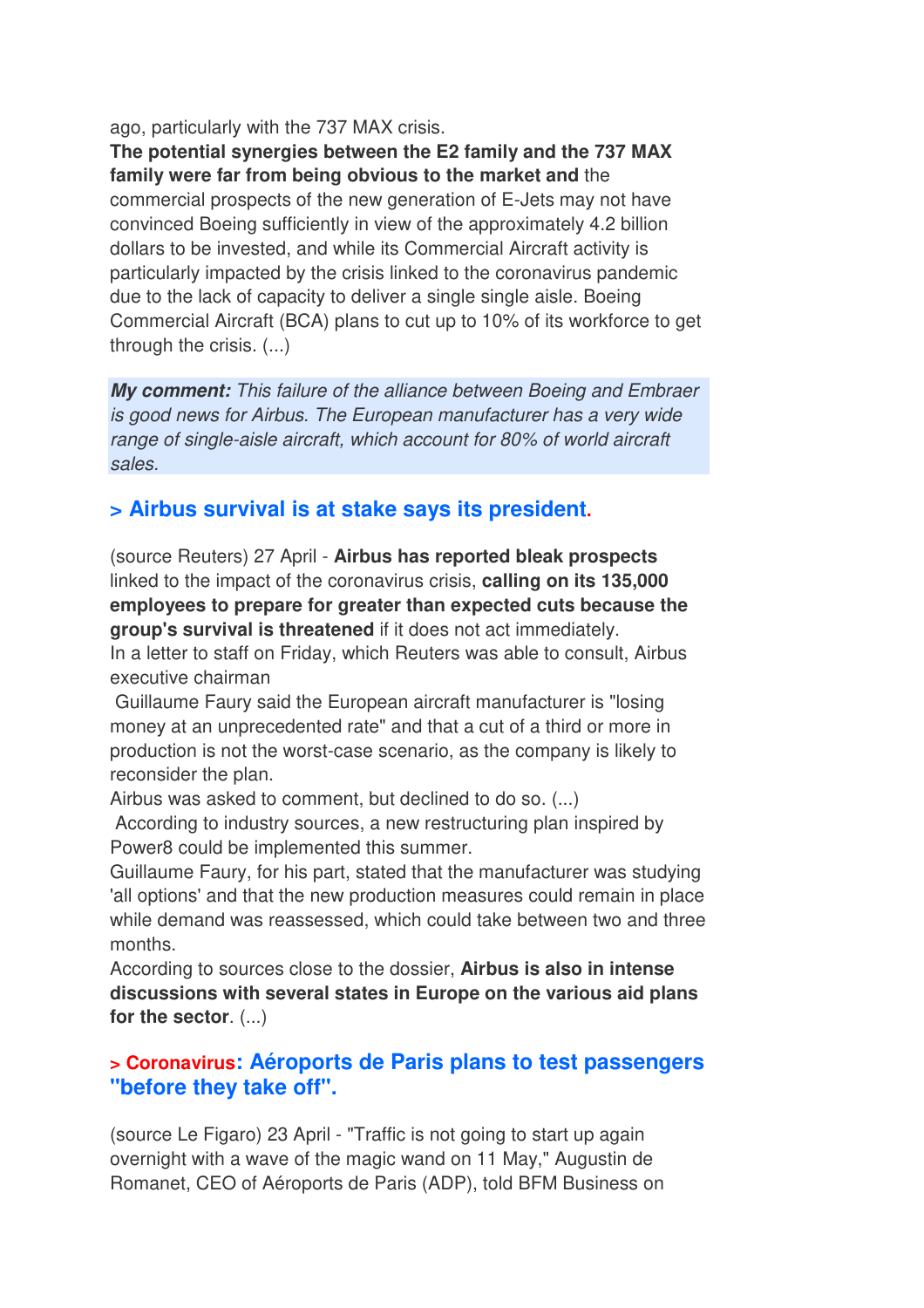ago, particularly with the 737 MAX crisis.
**The potential synergies between the E2 family and the 737 MAX family were far from being obvious to the market and** the commercial prospects of the new generation of E-Jets may not have convinced Boeing sufficiently in view of the approximately 4.2 billion dollars to be invested, and while its Commercial Aircraft activity is particularly impacted by the crisis linked to the coronavirus pandemic due to the lack of capacity to deliver a single single aisle. Boeing Commercial Aircraft (BCA) plans to cut up to 10% of its workforce to get through the crisis. (...)

***My comment:*** *This failure of the alliance between Boeing and Embraer is good news for Airbus. The European manufacturer has a very wide range of single-aisle aircraft, which account for 80% of world aircraft sales.*

## > Airbus survival is at stake says its president.

(source Reuters) 27 April - **Airbus has reported bleak prospects** linked to the impact of the coronavirus crisis, **calling on its 135,000 employees to prepare for greater than expected cuts because the group's survival is threatened** if it does not act immediately.
In a letter to staff on Friday, which Reuters was able to consult, Airbus executive chairman
Guillaume Faury said the European aircraft manufacturer is "losing money at an unprecedented rate" and that a cut of a third or more in production is not the worst-case scenario, as the company is likely to reconsider the plan.
Airbus was asked to comment, but declined to do so. (...)
According to industry sources, a new restructuring plan inspired by Power8 could be implemented this summer.
Guillaume Faury, for his part, stated that the manufacturer was studying 'all options' and that the new production measures could remain in place while demand was reassessed, which could take between two and three months.
According to sources close to the dossier, **Airbus is also in intense discussions with several states in Europe on the various aid plans for the sector**. (...)

## > Coronavirus: Aéroports de Paris plans to test passengers "before they take off".

(source Le Figaro) 23 April - "Traffic is not going to start up again overnight with a wave of the magic wand on 11 May," Augustin de Romanet, CEO of Aéroports de Paris (ADP), told BFM Business on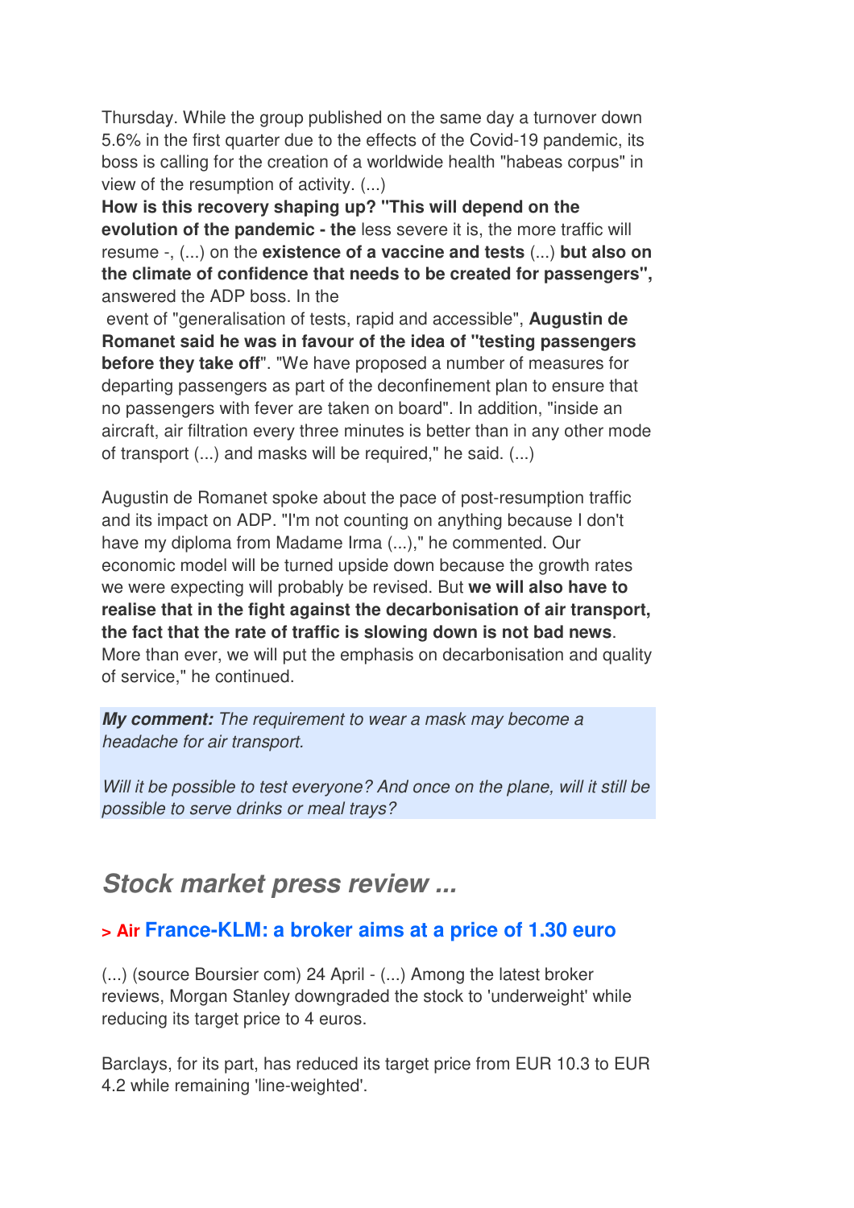Thursday. While the group published on the same day a turnover down 5.6% in the first quarter due to the effects of the Covid-19 pandemic, its boss is calling for the creation of a worldwide health "habeas corpus" in view of the resumption of activity. (...)

**How is this recovery shaping up? "This will depend on the evolution of the pandemic - the** less severe it is, the more traffic will resume -, (...) on the **existence of a vaccine and tests** (...) **but also on the climate of confidence that needs to be created for passengers",** answered the ADP boss. In the event of "generalisation of tests, rapid and accessible", **Augustin de Romanet said he was in favour of the idea of "testing passengers before they take off**". "We have proposed a number of measures for departing passengers as part of the deconfinement plan to ensure that no passengers with fever are taken on board". In addition, "inside an aircraft, air filtration every three minutes is better than in any other mode of transport (...) and masks will be required," he said. (...)

Augustin de Romanet spoke about the pace of post-resumption traffic and its impact on ADP. "I'm not counting on anything because I don't have my diploma from Madame Irma (...)," he commented. Our economic model will be turned upside down because the growth rates we were expecting will probably be revised. But **we will also have to realise that in the fight against the decarbonisation of air transport, the fact that the rate of traffic is slowing down is not bad news**. More than ever, we will put the emphasis on decarbonisation and quality of service," he continued.

***My comment:*** *The requirement to wear a mask may become a headache for air transport.*

*Will it be possible to test everyone? And once on the plane, will it still be possible to serve drinks or meal trays?*

## *Stock market press review ...*

### > Air France-KLM: a broker aims at a price of 1.30 euro

(...) (source Boursier com) 24 April - (...) Among the latest broker reviews, Morgan Stanley downgraded the stock to 'underweight' while reducing its target price to 4 euros.

Barclays, for its part, has reduced its target price from EUR 10.3 to EUR 4.2 while remaining 'line-weighted'.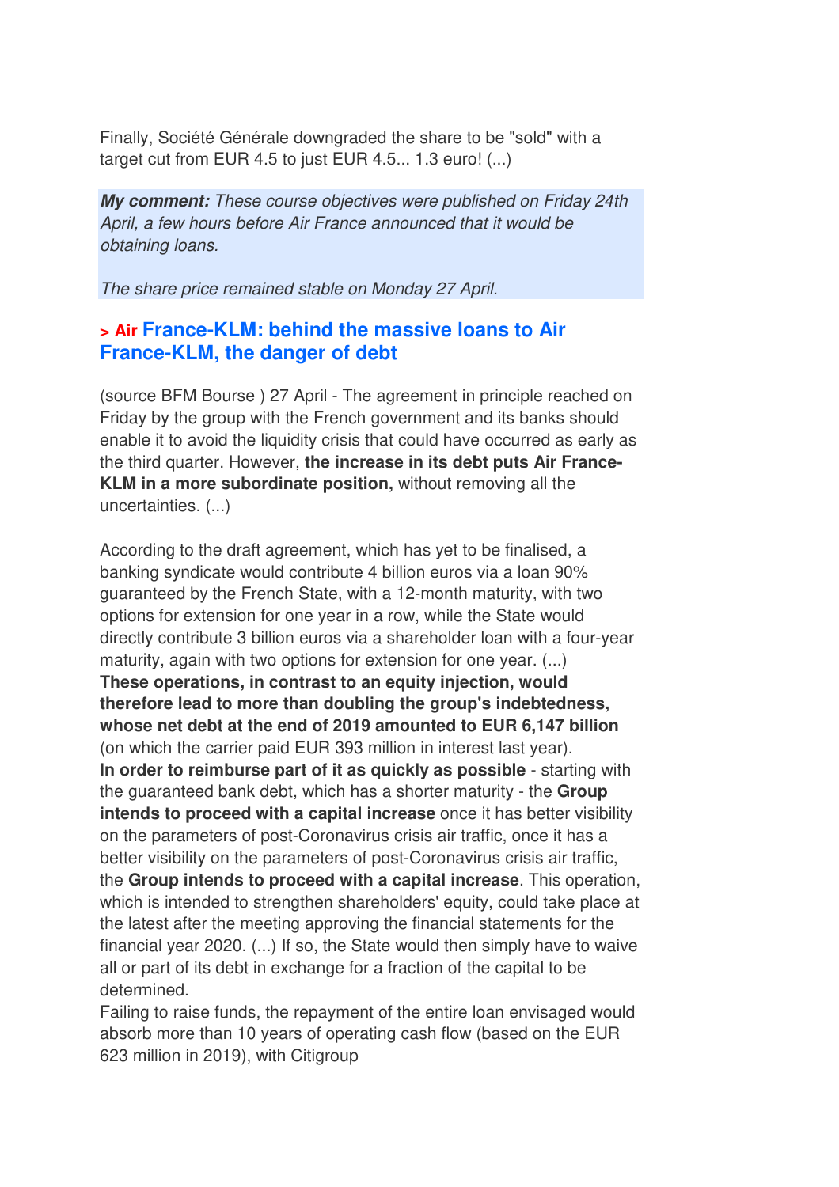Finally, Société Générale downgraded the share to be "sold" with a target cut from EUR 4.5 to just EUR 4.5... 1.3 euro! (...)

***My comment:*** *These course objectives were published on Friday 24th April, a few hours before Air France announced that it would be obtaining loans.*

*The share price remained stable on Monday 27 April.*

## > Air France-KLM: behind the massive loans to Air France-KLM, the danger of debt

(source BFM Bourse ) 27 April - The agreement in principle reached on Friday by the group with the French government and its banks should enable it to avoid the liquidity crisis that could have occurred as early as the third quarter. However, **the increase in its debt puts Air France-KLM in a more subordinate position,** without removing all the uncertainties. (...)

According to the draft agreement, which has yet to be finalised, a banking syndicate would contribute 4 billion euros via a loan 90% guaranteed by the French State, with a 12-month maturity, with two options for extension for one year in a row, while the State would directly contribute 3 billion euros via a shareholder loan with a four-year maturity, again with two options for extension for one year. (...)
**These operations, in contrast to an equity injection, would therefore lead to more than doubling the group's indebtedness, whose net debt at the end of 2019 amounted to EUR 6,147 billion** (on which the carrier paid EUR 393 million in interest last year).
**In order to reimburse part of it as quickly as possible** - starting with the guaranteed bank debt, which has a shorter maturity - the **Group intends to proceed with a capital increase** once it has better visibility on the parameters of post-Coronavirus crisis air traffic, once it has a better visibility on the parameters of post-Coronavirus crisis air traffic, the **Group intends to proceed with a capital increase**. This operation, which is intended to strengthen shareholders' equity, could take place at the latest after the meeting approving the financial statements for the financial year 2020. (...) If so, the State would then simply have to waive all or part of its debt in exchange for a fraction of the capital to be determined.
Failing to raise funds, the repayment of the entire loan envisaged would absorb more than 10 years of operating cash flow (based on the EUR 623 million in 2019), with Citigroup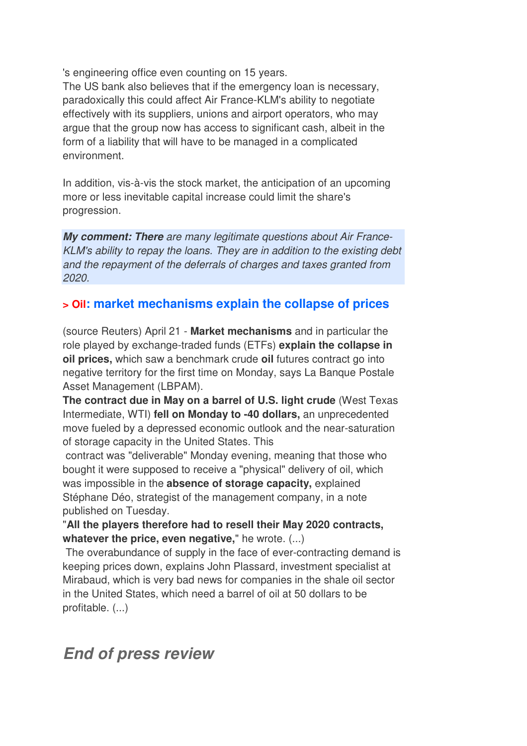's engineering office even counting on 15 years.
The US bank also believes that if the emergency loan is necessary, paradoxically this could affect Air France-KLM's ability to negotiate effectively with its suppliers, unions and airport operators, who may argue that the group now has access to significant cash, albeit in the form of a liability that will have to be managed in a complicated environment.

In addition, vis-à-vis the stock market, the anticipation of an upcoming more or less inevitable capital increase could limit the share's progression.

***My comment: There** are many legitimate questions about Air France-KLM's ability to repay the loans. They are in addition to the existing debt and the repayment of the deferrals of charges and taxes granted from 2020.*

### > Oil: market mechanisms explain the collapse of prices

(source Reuters) April 21 - **Market mechanisms** and in particular the role played by exchange-traded funds (ETFs) **explain the collapse in oil prices,** which saw a benchmark crude **oil** futures contract go into negative territory for the first time on Monday, says La Banque Postale Asset Management (LBPAM).
**The contract due in May on a barrel of U.S. light crude** (West Texas Intermediate, WTI) **fell on Monday to -40 dollars,** an unprecedented move fueled by a depressed economic outlook and the near-saturation of storage capacity in the United States. This contract was "deliverable" Monday evening, meaning that those who bought it were supposed to receive a "physical" delivery of oil, which was impossible in the **absence of storage capacity,** explained Stéphane Déo, strategist of the management company, in a note published on Tuesday.
"**All the players therefore had to resell their May 2020 contracts, whatever the price, even negative,**" he wrote. (...)
The overabundance of supply in the face of ever-contracting demand is keeping prices down, explains John Plassard, investment specialist at Mirabaud, which is very bad news for companies in the shale oil sector in the United States, which need a barrel of oil at 50 dollars to be profitable. (...)

## *End of press review*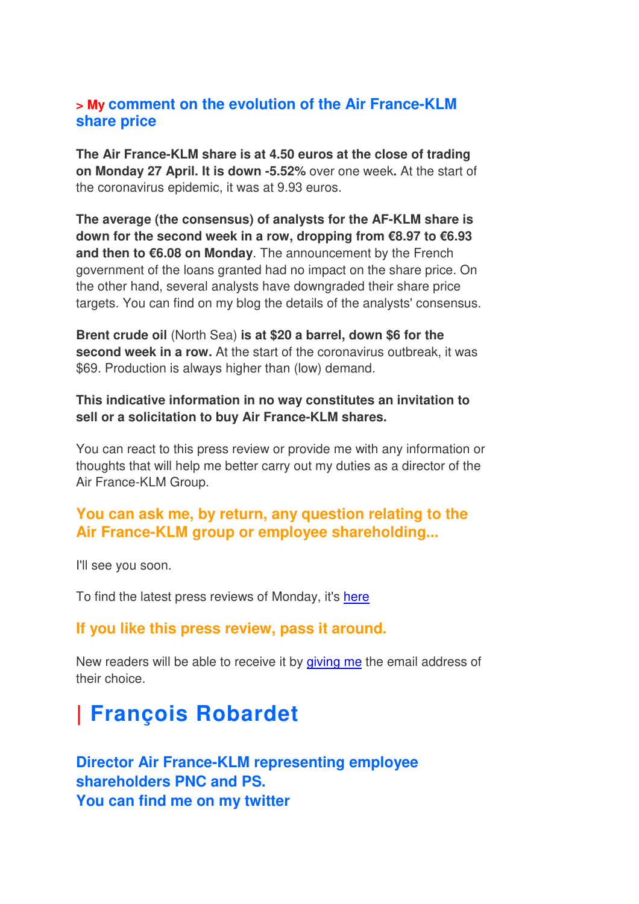## > My comment on the evolution of the Air France-KLM share price

**The Air France-KLM share is at 4.50 euros at the close of trading on Monday 27 April. It is down -5.52%** over one week**.** At the start of the coronavirus epidemic, it was at 9.93 euros.

**The average (the consensus) of analysts for the AF-KLM share is down for the second week in a row, dropping from €8.97 to €6.93 and then to €6.08 on Monday**. The announcement by the French government of the loans granted had no impact on the share price. On the other hand, several analysts have downgraded their share price targets. You can find on my blog the details of the analysts' consensus.

**Brent crude oil** (North Sea) **is at $20 a barrel, down $6 for the second week in a row.** At the start of the coronavirus outbreak, it was $69. Production is always higher than (low) demand.

**This indicative information in no way constitutes an invitation to sell or a solicitation to buy Air France-KLM shares.**

You can react to this press review or provide me with any information or thoughts that will help me better carry out my duties as a director of the Air France-KLM Group.

### You can ask me, by return, any question relating to the Air France-KLM group or employee shareholding...

I'll see you soon.

To find the latest press reviews of Monday, it's [here]

### If you like this press review, pass it around.

New readers will be able to receive it by [giving me] the email address of their choice.

# | François Robardet

### Director Air France-KLM representing employee shareholders PNC and PS.
### You can find me on my twitter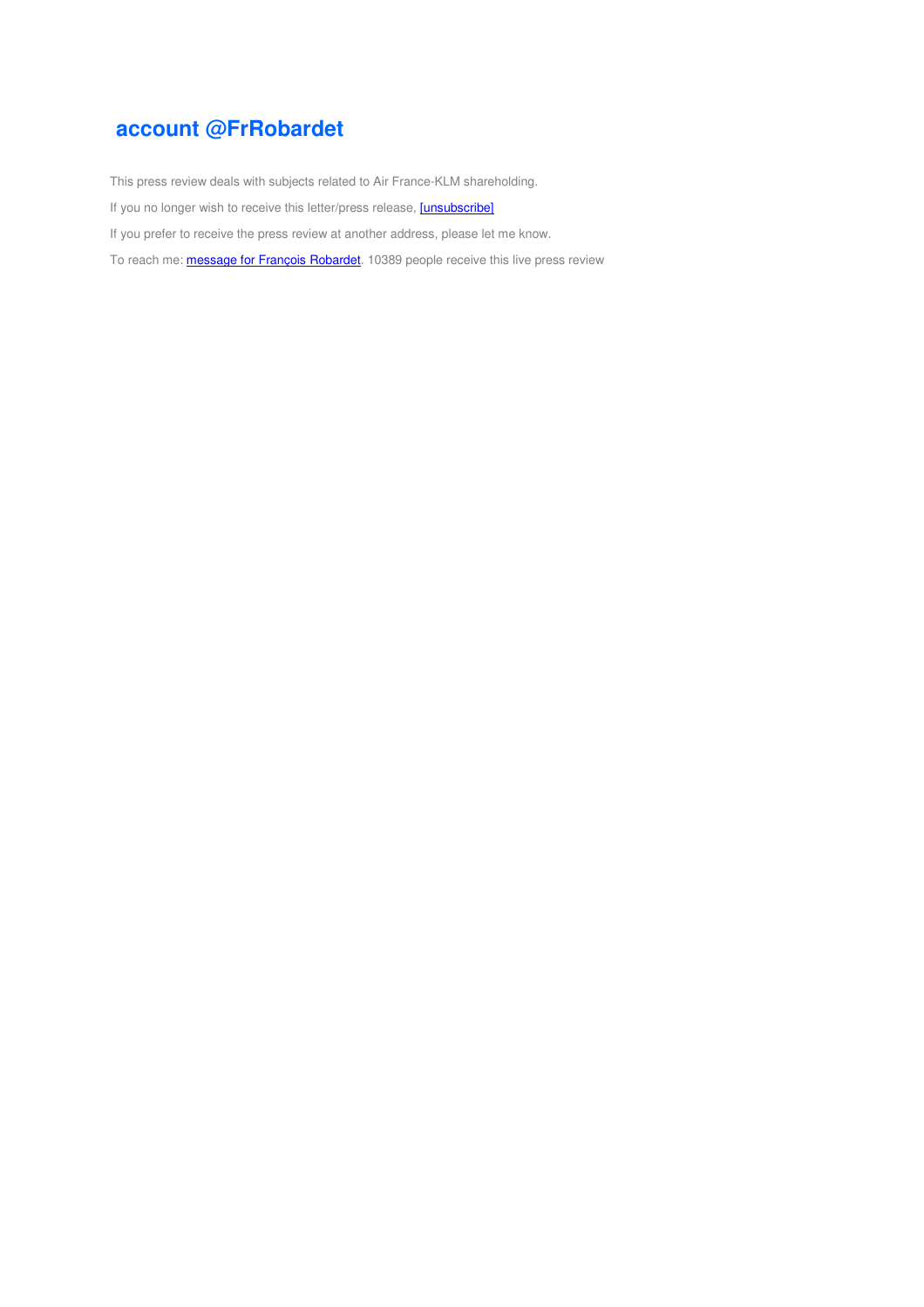## account @FrRobardet

This press review deals with subjects related to Air France-KLM shareholding.

If you no longer wish to receive this letter/press release, [unsubscribe]

If you prefer to receive the press review at another address, please let me know.

To reach me: message for François Robardet. 10389 people receive this live press review